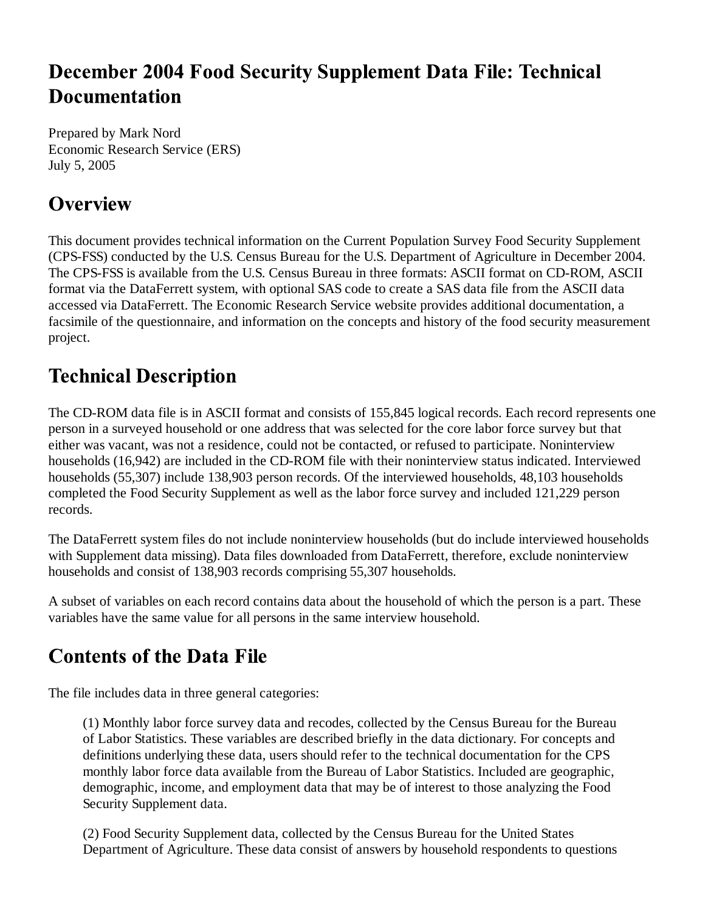# December 2004 Food Security Supplement Data File: Technical Documentation

Prepared by Mark Nord
Economic Research Service (ERS)
July 5, 2005

## Overview

This document provides technical information on the Current Population Survey Food Security Supplement (CPS-FSS) conducted by the U.S. Census Bureau for the U.S. Department of Agriculture in December 2004. The CPS-FSS is available from the U.S. Census Bureau in three formats: ASCII format on CD-ROM, ASCII format via the DataFerrett system, with optional SAS code to create a SAS data file from the ASCII data accessed via DataFerrett. The Economic Research Service website provides additional documentation, a facsimile of the questionnaire, and information on the concepts and history of the food security measurement project.

## Technical Description

The CD-ROM data file is in ASCII format and consists of 155,845 logical records. Each record represents one person in a surveyed household or one address that was selected for the core labor force survey but that either was vacant, was not a residence, could not be contacted, or refused to participate. Noninterview households (16,942) are included in the CD-ROM file with their noninterview status indicated. Interviewed households (55,307) include 138,903 person records. Of the interviewed households, 48,103 households completed the Food Security Supplement as well as the labor force survey and included 121,229 person records.

The DataFerrett system files do not include noninterview households (but do include interviewed households with Supplement data missing). Data files downloaded from DataFerrett, therefore, exclude noninterview households and consist of 138,903 records comprising 55,307 households.

A subset of variables on each record contains data about the household of which the person is a part. These variables have the same value for all persons in the same interview household.

## Contents of the Data File

The file includes data in three general categories:

> (1) Monthly labor force survey data and recodes, collected by the Census Bureau for the Bureau of Labor Statistics. These variables are described briefly in the data dictionary. For concepts and definitions underlying these data, users should refer to the technical documentation for the CPS monthly labor force data available from the Bureau of Labor Statistics. Included are geographic, demographic, income, and employment data that may be of interest to those analyzing the Food Security Supplement data.
>
> (2) Food Security Supplement data, collected by the Census Bureau for the United States Department of Agriculture. These data consist of answers by household respondents to questions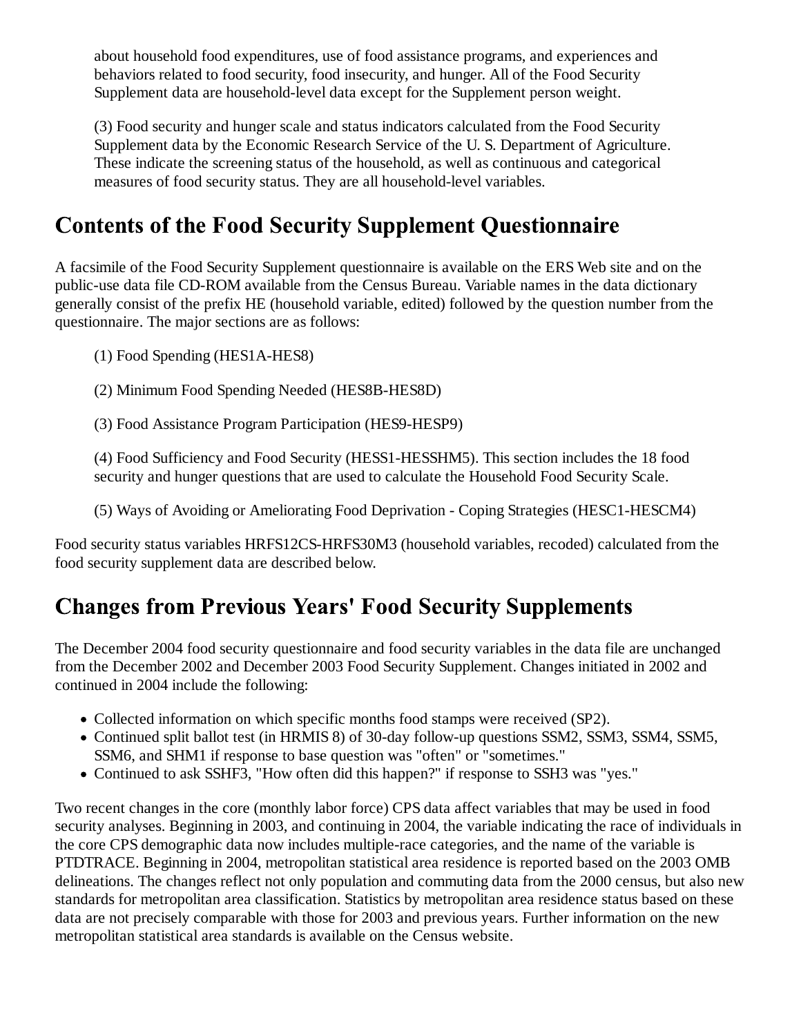about household food expenditures, use of food assistance programs, and experiences and behaviors related to food security, food insecurity, and hunger. All of the Food Security Supplement data are household-level data except for the Supplement person weight.

(3) Food security and hunger scale and status indicators calculated from the Food Security Supplement data by the Economic Research Service of the U. S. Department of Agriculture. These indicate the screening status of the household, as well as continuous and categorical measures of food security status. They are all household-level variables.

## Contents of the Food Security Supplement Questionnaire

A facsimile of the Food Security Supplement questionnaire is available on the ERS Web site and on the public-use data file CD-ROM available from the Census Bureau. Variable names in the data dictionary generally consist of the prefix HE (household variable, edited) followed by the question number from the questionnaire. The major sections are as follows:

(1) Food Spending (HES1A-HES8)

(2) Minimum Food Spending Needed (HES8B-HES8D)

(3) Food Assistance Program Participation (HES9-HESP9)

(4) Food Sufficiency and Food Security (HESS1-HESSHM5). This section includes the 18 food security and hunger questions that are used to calculate the Household Food Security Scale.

(5) Ways of Avoiding or Ameliorating Food Deprivation - Coping Strategies (HESC1-HESCM4)

Food security status variables HRFS12CS-HRFS30M3 (household variables, recoded) calculated from the food security supplement data are described below.

## Changes from Previous Years' Food Security Supplements

The December 2004 food security questionnaire and food security variables in the data file are unchanged from the December 2002 and December 2003 Food Security Supplement. Changes initiated in 2002 and continued in 2004 include the following:

- Collected information on which specific months food stamps were received (SP2).
- Continued split ballot test (in HRMIS 8) of 30-day follow-up questions SSM2, SSM3, SSM4, SSM5, SSM6, and SHM1 if response to base question was "often" or "sometimes."
- Continued to ask SSHF3, "How often did this happen?" if response to SSH3 was "yes."

Two recent changes in the core (monthly labor force) CPS data affect variables that may be used in food security analyses. Beginning in 2003, and continuing in 2004, the variable indicating the race of individuals in the core CPS demographic data now includes multiple-race categories, and the name of the variable is PTDTRACE. Beginning in 2004, metropolitan statistical area residence is reported based on the 2003 OMB delineations. The changes reflect not only population and commuting data from the 2000 census, but also new standards for metropolitan area classification. Statistics by metropolitan area residence status based on these data are not precisely comparable with those for 2003 and previous years. Further information on the new metropolitan statistical area standards is available on the Census website.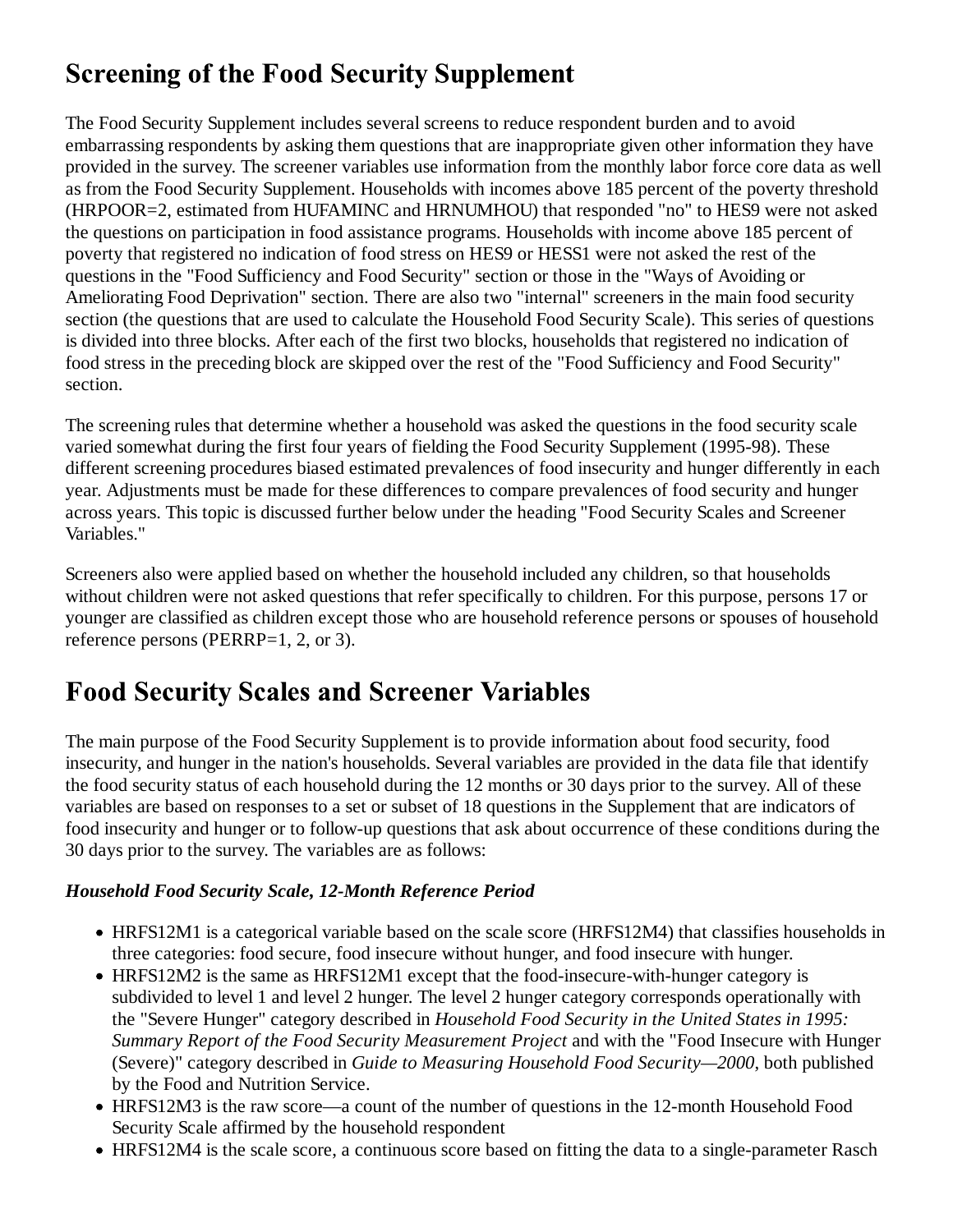## Screening of the Food Security Supplement

The Food Security Supplement includes several screens to reduce respondent burden and to avoid embarrassing respondents by asking them questions that are inappropriate given other information they have provided in the survey. The screener variables use information from the monthly labor force core data as well as from the Food Security Supplement. Households with incomes above 185 percent of the poverty threshold (HRPOOR=2, estimated from HUFAMINC and HRNUMHOU) that responded "no" to HES9 were not asked the questions on participation in food assistance programs. Households with income above 185 percent of poverty that registered no indication of food stress on HES9 or HESS1 were not asked the rest of the questions in the "Food Sufficiency and Food Security" section or those in the "Ways of Avoiding or Ameliorating Food Deprivation" section. There are also two "internal" screeners in the main food security section (the questions that are used to calculate the Household Food Security Scale). This series of questions is divided into three blocks. After each of the first two blocks, households that registered no indication of food stress in the preceding block are skipped over the rest of the "Food Sufficiency and Food Security" section.

The screening rules that determine whether a household was asked the questions in the food security scale varied somewhat during the first four years of fielding the Food Security Supplement (1995-98). These different screening procedures biased estimated prevalences of food insecurity and hunger differently in each year. Adjustments must be made for these differences to compare prevalences of food security and hunger across years. This topic is discussed further below under the heading "Food Security Scales and Screener Variables."

Screeners also were applied based on whether the household included any children, so that households without children were not asked questions that refer specifically to children. For this purpose, persons 17 or younger are classified as children except those who are household reference persons or spouses of household reference persons (PERRP=1, 2, or 3).

## Food Security Scales and Screener Variables

The main purpose of the Food Security Supplement is to provide information about food security, food insecurity, and hunger in the nation's households. Several variables are provided in the data file that identify the food security status of each household during the 12 months or 30 days prior to the survey. All of these variables are based on responses to a set or subset of 18 questions in the Supplement that are indicators of food insecurity and hunger or to follow-up questions that ask about occurrence of these conditions during the 30 days prior to the survey. The variables are as follows:

***Household Food Security Scale, 12-Month Reference Period***

- HRFS12M1 is a categorical variable based on the scale score (HRFS12M4) that classifies households in three categories: food secure, food insecure without hunger, and food insecure with hunger.
- HRFS12M2 is the same as HRFS12M1 except that the food-insecure-with-hunger category is subdivided to level 1 and level 2 hunger. The level 2 hunger category corresponds operationally with the "Severe Hunger" category described in *Household Food Security in the United States in 1995: Summary Report of the Food Security Measurement Project* and with the "Food Insecure with Hunger (Severe)" category described in *Guide to Measuring Household Food Security—2000*, both published by the Food and Nutrition Service.
- HRFS12M3 is the raw score—a count of the number of questions in the 12-month Household Food Security Scale affirmed by the household respondent
- HRFS12M4 is the scale score, a continuous score based on fitting the data to a single-parameter Rasch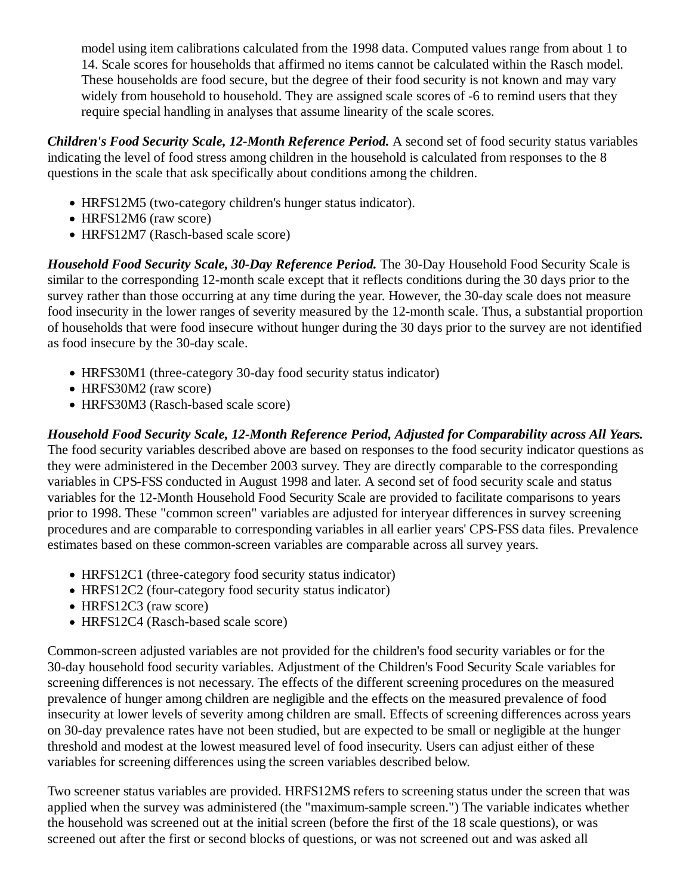model using item calibrations calculated from the 1998 data. Computed values range from about 1 to 14. Scale scores for households that affirmed no items cannot be calculated within the Rasch model. These households are food secure, but the degree of their food security is not known and may vary widely from household to household. They are assigned scale scores of -6 to remind users that they require special handling in analyses that assume linearity of the scale scores.

***Children's Food Security Scale, 12-Month Reference Period.*** A second set of food security status variables indicating the level of food stress among children in the household is calculated from responses to the 8 questions in the scale that ask specifically about conditions among the children.

- HRFS12M5 (two-category children's hunger status indicator).
- HRFS12M6 (raw score)
- HRFS12M7 (Rasch-based scale score)

***Household Food Security Scale, 30-Day Reference Period.*** The 30-Day Household Food Security Scale is similar to the corresponding 12-month scale except that it reflects conditions during the 30 days prior to the survey rather than those occurring at any time during the year. However, the 30-day scale does not measure food insecurity in the lower ranges of severity measured by the 12-month scale. Thus, a substantial proportion of households that were food insecure without hunger during the 30 days prior to the survey are not identified as food insecure by the 30-day scale.

- HRFS30M1 (three-category 30-day food security status indicator)
- HRFS30M2 (raw score)
- HRFS30M3 (Rasch-based scale score)

***Household Food Security Scale, 12-Month Reference Period, Adjusted for Comparability across All Years.*** The food security variables described above are based on responses to the food security indicator questions as they were administered in the December 2003 survey. They are directly comparable to the corresponding variables in CPS-FSS conducted in August 1998 and later. A second set of food security scale and status variables for the 12-Month Household Food Security Scale are provided to facilitate comparisons to years prior to 1998. These "common screen" variables are adjusted for interyear differences in survey screening procedures and are comparable to corresponding variables in all earlier years' CPS-FSS data files. Prevalence estimates based on these common-screen variables are comparable across all survey years.

- HRFS12C1 (three-category food security status indicator)
- HRFS12C2 (four-category food security status indicator)
- HRFS12C3 (raw score)
- HRFS12C4 (Rasch-based scale score)

Common-screen adjusted variables are not provided for the children's food security variables or for the 30-day household food security variables. Adjustment of the Children's Food Security Scale variables for screening differences is not necessary. The effects of the different screening procedures on the measured prevalence of hunger among children are negligible and the effects on the measured prevalence of food insecurity at lower levels of severity among children are small. Effects of screening differences across years on 30-day prevalence rates have not been studied, but are expected to be small or negligible at the hunger threshold and modest at the lowest measured level of food insecurity. Users can adjust either of these variables for screening differences using the screen variables described below.

Two screener status variables are provided. HRFS12MS refers to screening status under the screen that was applied when the survey was administered (the "maximum-sample screen.") The variable indicates whether the household was screened out at the initial screen (before the first of the 18 scale questions), or was screened out after the first or second blocks of questions, or was not screened out and was asked all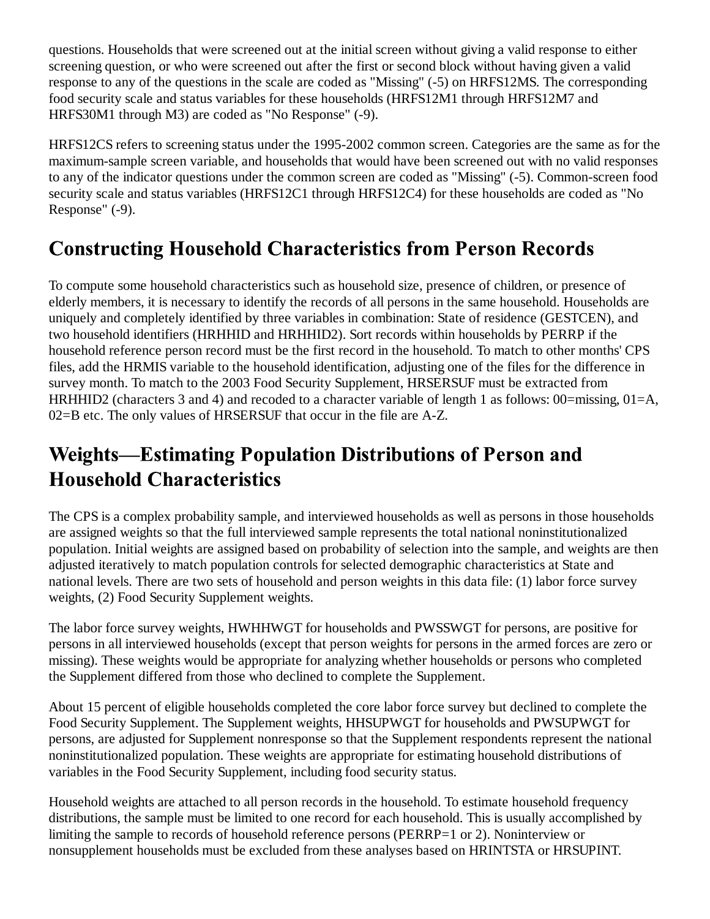questions. Households that were screened out at the initial screen without giving a valid response to either screening question, or who were screened out after the first or second block without having given a valid response to any of the questions in the scale are coded as "Missing" (-5) on HRFS12MS. The corresponding food security scale and status variables for these households (HRFS12M1 through HRFS12M7 and HRFS30M1 through M3) are coded as "No Response" (-9).

HRFS12CS refers to screening status under the 1995-2002 common screen. Categories are the same as for the maximum-sample screen variable, and households that would have been screened out with no valid responses to any of the indicator questions under the common screen are coded as "Missing" (-5). Common-screen food security scale and status variables (HRFS12C1 through HRFS12C4) for these households are coded as "No Response" (-9).

## Constructing Household Characteristics from Person Records

To compute some household characteristics such as household size, presence of children, or presence of elderly members, it is necessary to identify the records of all persons in the same household. Households are uniquely and completely identified by three variables in combination: State of residence (GESTCEN), and two household identifiers (HRHHID and HRHHID2). Sort records within households by PERRP if the household reference person record must be the first record in the household. To match to other months' CPS files, add the HRMIS variable to the household identification, adjusting one of the files for the difference in survey month. To match to the 2003 Food Security Supplement, HRSERSUF must be extracted from HRHHID2 (characters 3 and 4) and recoded to a character variable of length 1 as follows: 00=missing, 01=A, 02=B etc. The only values of HRSERSUF that occur in the file are A-Z.

## Weights—Estimating Population Distributions of Person and Household Characteristics

The CPS is a complex probability sample, and interviewed households as well as persons in those households are assigned weights so that the full interviewed sample represents the total national noninstitutionalized population. Initial weights are assigned based on probability of selection into the sample, and weights are then adjusted iteratively to match population controls for selected demographic characteristics at State and national levels. There are two sets of household and person weights in this data file: (1) labor force survey weights, (2) Food Security Supplement weights.

The labor force survey weights, HWHHWGT for households and PWSSWGT for persons, are positive for persons in all interviewed households (except that person weights for persons in the armed forces are zero or missing). These weights would be appropriate for analyzing whether households or persons who completed the Supplement differed from those who declined to complete the Supplement.

About 15 percent of eligible households completed the core labor force survey but declined to complete the Food Security Supplement. The Supplement weights, HHSUPWGT for households and PWSUPWGT for persons, are adjusted for Supplement nonresponse so that the Supplement respondents represent the national noninstitutionalized population. These weights are appropriate for estimating household distributions of variables in the Food Security Supplement, including food security status.

Household weights are attached to all person records in the household. To estimate household frequency distributions, the sample must be limited to one record for each household. This is usually accomplished by limiting the sample to records of household reference persons (PERRP=1 or 2). Noninterview or nonsupplement households must be excluded from these analyses based on HRINTSTA or HRSUPINT.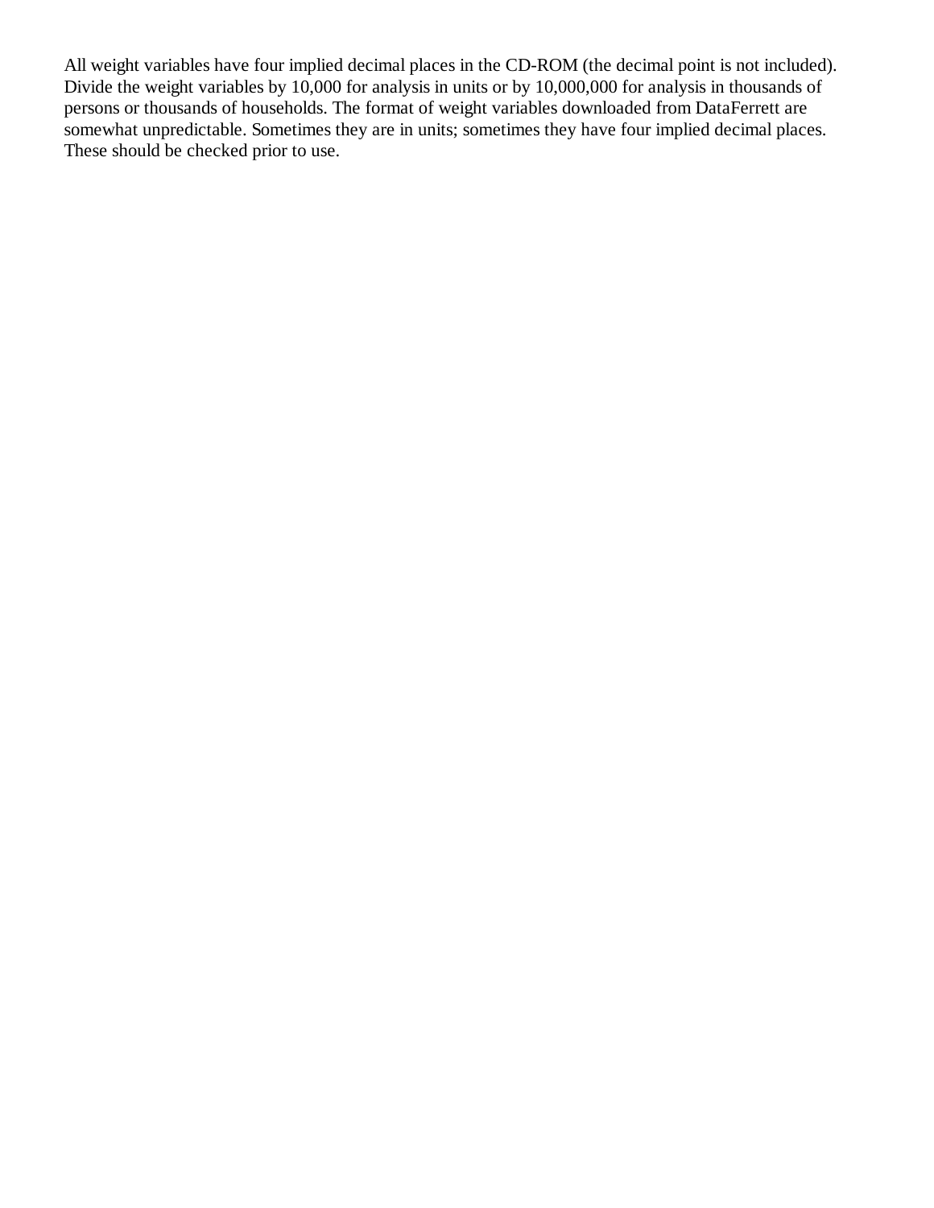All weight variables have four implied decimal places in the CD-ROM (the decimal point is not included). Divide the weight variables by 10,000 for analysis in units or by 10,000,000 for analysis in thousands of persons or thousands of households. The format of weight variables downloaded from DataFerrett are somewhat unpredictable. Sometimes they are in units; sometimes they have four implied decimal places. These should be checked prior to use.